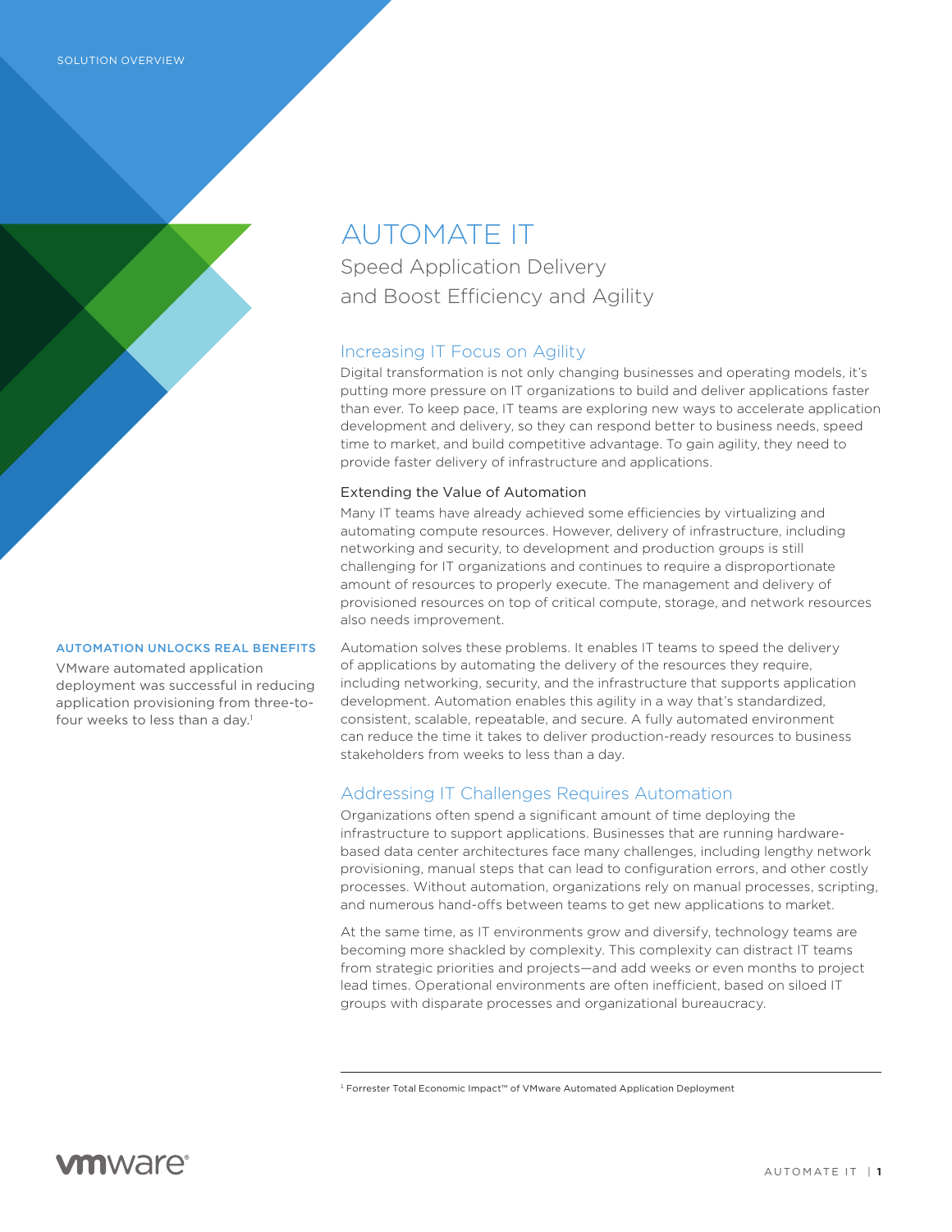SOLUTION OVERVIEW

# AUTOMATE IT

## Speed Application Delivery and Boost Efficiency and Agility

## Increasing IT Focus on Agility

Digital transformation is not only changing businesses and operating models, it's putting more pressure on IT organizations to build and deliver applications faster than ever. To keep pace, IT teams are exploring new ways to accelerate application development and delivery, so they can respond better to business needs, speed time to market, and build competitive advantage. To gain agility, they need to provide faster delivery of infrastructure and applications.

### Extending the Value of Automation

Many IT teams have already achieved some efficiencies by virtualizing and automating compute resources. However, delivery of infrastructure, including networking and security, to development and production groups is still challenging for IT organizations and continues to require a disproportionate amount of resources to properly execute. The management and delivery of provisioned resources on top of critical compute, storage, and network resources also needs improvement.

Automation solves these problems. It enables IT teams to speed the delivery of applications by automating the delivery of the resources they require, including networking, security, and the infrastructure that supports application development. Automation enables this agility in a way that's standardized, consistent, scalable, repeatable, and secure. A fully automated environment can reduce the time it takes to deliver production-ready resources to business stakeholders from weeks to less than a day.

**AUTOMATION UNLOCKS REAL BENEFITS**

VMware automated application deployment was successful in reducing application provisioning from three-to-four weeks to less than a day.[1]

## Addressing IT Challenges Requires Automation

Organizations often spend a significant amount of time deploying the infrastructure to support applications. Businesses that are running hardware-based data center architectures face many challenges, including lengthy network provisioning, manual steps that can lead to configuration errors, and other costly processes. Without automation, organizations rely on manual processes, scripting, and numerous hand-offs between teams to get new applications to market.

At the same time, as IT environments grow and diversify, technology teams are becoming more shackled by complexity. This complexity can distract IT teams from strategic priorities and projects—and add weeks or even months to project lead times. Operational environments are often inefficient, based on siloed IT groups with disparate processes and organizational bureaucracy.

---

[1] Forrester Total Economic Impact™ of VMware Automated Application Deployment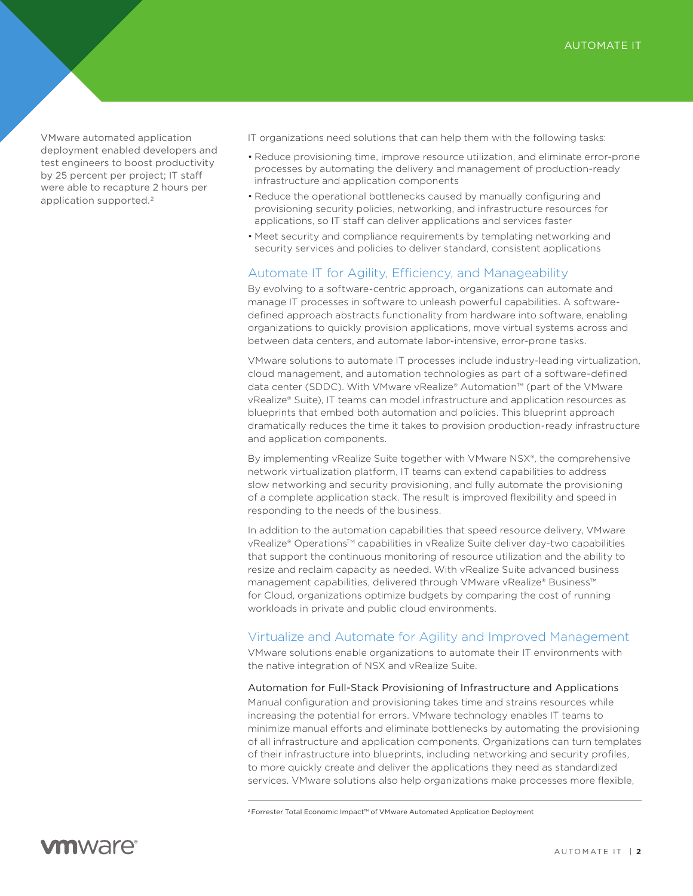VMware automated application deployment enabled developers and test engineers to boost productivity by 25 percent per project; IT staff were able to recapture 2 hours per application supported.[2]

IT organizations need solutions that can help them with the following tasks:

- Reduce provisioning time, improve resource utilization, and eliminate error-prone processes by automating the delivery and management of production-ready infrastructure and application components
- Reduce the operational bottlenecks caused by manually configuring and provisioning security policies, networking, and infrastructure resources for applications, so IT staff can deliver applications and services faster
- Meet security and compliance requirements by templating networking and security services and policies to deliver standard, consistent applications

## Automate IT for Agility, Efficiency, and Manageability

By evolving to a software-centric approach, organizations can automate and manage IT processes in software to unleash powerful capabilities. A software-defined approach abstracts functionality from hardware into software, enabling organizations to quickly provision applications, move virtual systems across and between data centers, and automate labor-intensive, error-prone tasks.

VMware solutions to automate IT processes include industry-leading virtualization, cloud management, and automation technologies as part of a software-defined data center (SDDC). With VMware vRealize® Automation™ (part of the VMware vRealize® Suite), IT teams can model infrastructure and application resources as blueprints that embed both automation and policies. This blueprint approach dramatically reduces the time it takes to provision production-ready infrastructure and application components.

By implementing vRealize Suite together with VMware NSX®, the comprehensive network virtualization platform, IT teams can extend capabilities to address slow networking and security provisioning, and fully automate the provisioning of a complete application stack. The result is improved flexibility and speed in responding to the needs of the business.

In addition to the automation capabilities that speed resource delivery, VMware vRealize® Operations™ capabilities in vRealize Suite deliver day-two capabilities that support the continuous monitoring of resource utilization and the ability to resize and reclaim capacity as needed. With vRealize Suite advanced business management capabilities, delivered through VMware vRealize® Business™ for Cloud, organizations optimize budgets by comparing the cost of running workloads in private and public cloud environments.

## Virtualize and Automate for Agility and Improved Management

VMware solutions enable organizations to automate their IT environments with the native integration of NSX and vRealize Suite.

### Automation for Full-Stack Provisioning of Infrastructure and Applications

Manual configuration and provisioning takes time and strains resources while increasing the potential for errors. VMware technology enables IT teams to minimize manual efforts and eliminate bottlenecks by automating the provisioning of all infrastructure and application components. Organizations can turn templates of their infrastructure into blueprints, including networking and security profiles, to more quickly create and deliver the applications they need as standardized services. VMware solutions also help organizations make processes more flexible,

---

[2] Forrester Total Economic Impact™ of VMware Automated Application Deployment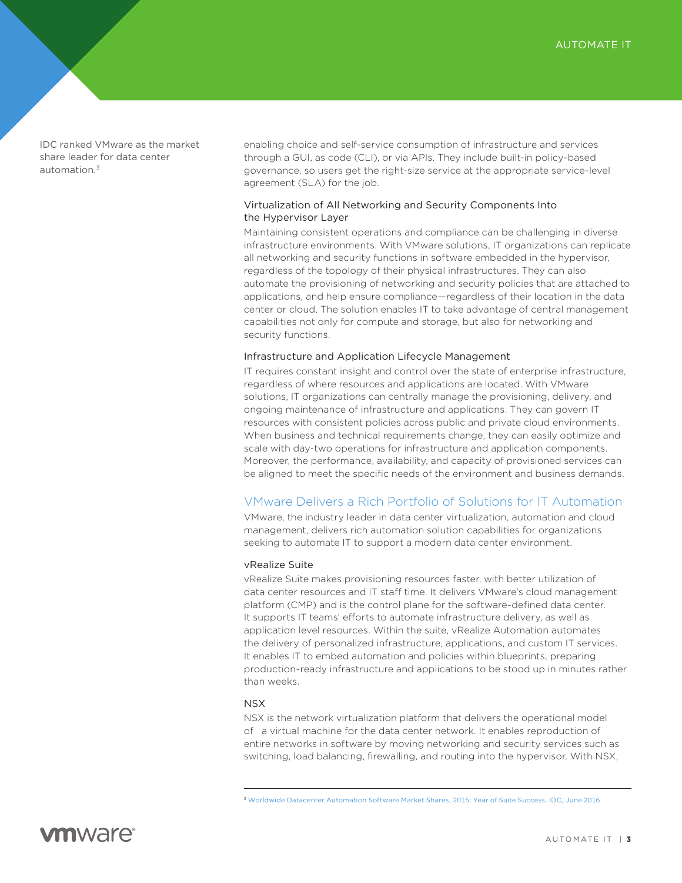IDC ranked VMware as the market share leader for data center automation.[3]

enabling choice and self-service consumption of infrastructure and services through a GUI, as code (CLI), or via APIs. They include built-in policy-based governance, so users get the right-size service at the appropriate service-level agreement (SLA) for the job.

### Virtualization of All Networking and Security Components Into the Hypervisor Layer

Maintaining consistent operations and compliance can be challenging in diverse infrastructure environments. With VMware solutions, IT organizations can replicate all networking and security functions in software embedded in the hypervisor, regardless of the topology of their physical infrastructures. They can also automate the provisioning of networking and security policies that are attached to applications, and help ensure compliance—regardless of their location in the data center or cloud. The solution enables IT to take advantage of central management capabilities not only for compute and storage, but also for networking and security functions.

### Infrastructure and Application Lifecycle Management

IT requires constant insight and control over the state of enterprise infrastructure, regardless of where resources and applications are located. With VMware solutions, IT organizations can centrally manage the provisioning, delivery, and ongoing maintenance of infrastructure and applications. They can govern IT resources with consistent policies across public and private cloud environments. When business and technical requirements change, they can easily optimize and scale with day-two operations for infrastructure and application components. Moreover, the performance, availability, and capacity of provisioned services can be aligned to meet the specific needs of the environment and business demands.

## VMware Delivers a Rich Portfolio of Solutions for IT Automation

VMware, the industry leader in data center virtualization, automation and cloud management, delivers rich automation solution capabilities for organizations seeking to automate IT to support a modern data center environment.

### vRealize Suite

vRealize Suite makes provisioning resources faster, with better utilization of data center resources and IT staff time. It delivers VMware's cloud management platform (CMP) and is the control plane for the software-defined data center. It supports IT teams' efforts to automate infrastructure delivery, as well as application level resources. Within the suite, vRealize Automation automates the delivery of personalized infrastructure, applications, and custom IT services. It enables IT to embed automation and policies within blueprints, preparing production-ready infrastructure and applications to be stood up in minutes rather than weeks.

### NSX

NSX is the network virtualization platform that delivers the operational model of a virtual machine for the data center network. It enables reproduction of entire networks in software by moving networking and security services such as switching, load balancing, firewalling, and routing into the hypervisor. With NSX,

[3] Worldwide Datacenter Automation Software Market Shares, 2015: Year of Suite Success, IDC, June 2016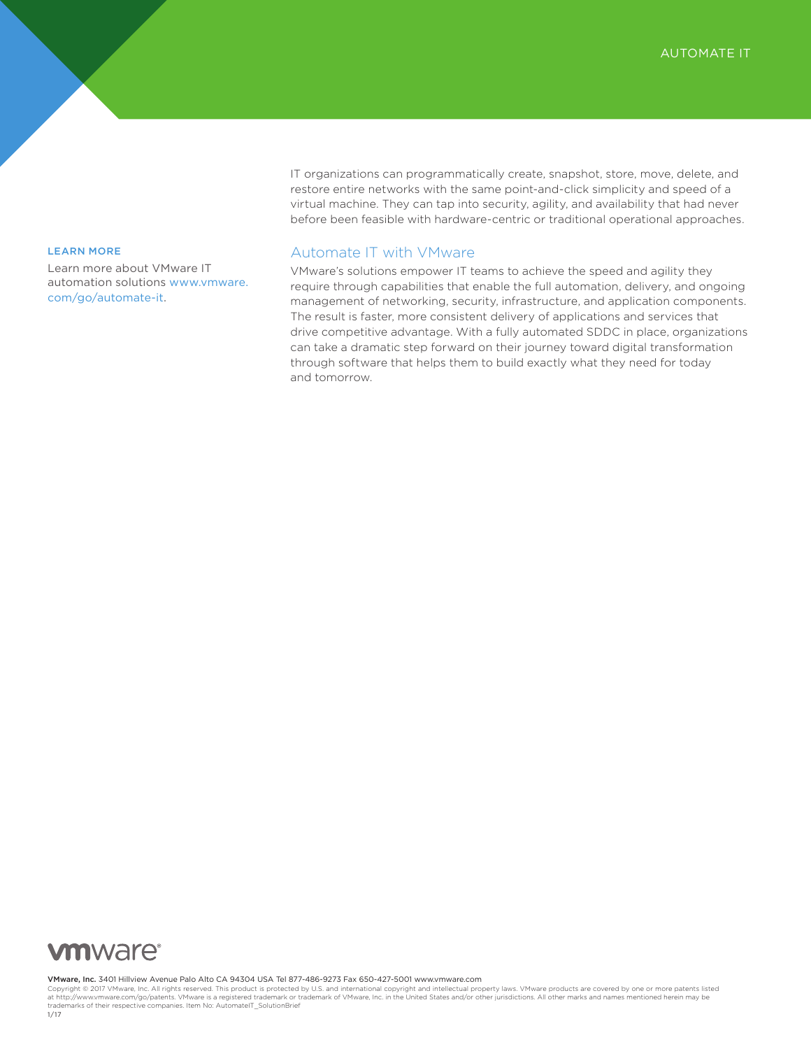IT organizations can programmatically create, snapshot, store, move, delete, and restore entire networks with the same point-and-click simplicity and speed of a virtual machine. They can tap into security, agility, and availability that had never before been feasible with hardware-centric or traditional operational approaches.

## Automate IT with VMware

VMware's solutions empower IT teams to achieve the speed and agility they require through capabilities that enable the full automation, delivery, and ongoing management of networking, security, infrastructure, and application components. The result is faster, more consistent delivery of applications and services that drive competitive advantage. With a fully automated SDDC in place, organizations can take a dramatic step forward on their journey toward digital transformation through software that helps them to build exactly what they need for today and tomorrow.

### LEARN MORE

Learn more about VMware IT automation solutions www.vmware.com/go/automate-it.

**VMware, Inc.** 3401 Hillview Avenue Palo Alto CA 94304 USA Tel 877-486-9273 Fax 650-427-5001 www.vmware.com
Copyright © 2017 VMware, Inc. All rights reserved. This product is protected by U.S. and international copyright and intellectual property laws. VMware products are covered by one or more patents listed at http://www.vmware.com/go/patents. VMware is a registered trademark or trademark of VMware, Inc. in the United States and/or other jurisdictions. All other marks and names mentioned herein may be trademarks of their respective companies. Item No: AutomateIT_SolutionBrief
1/17